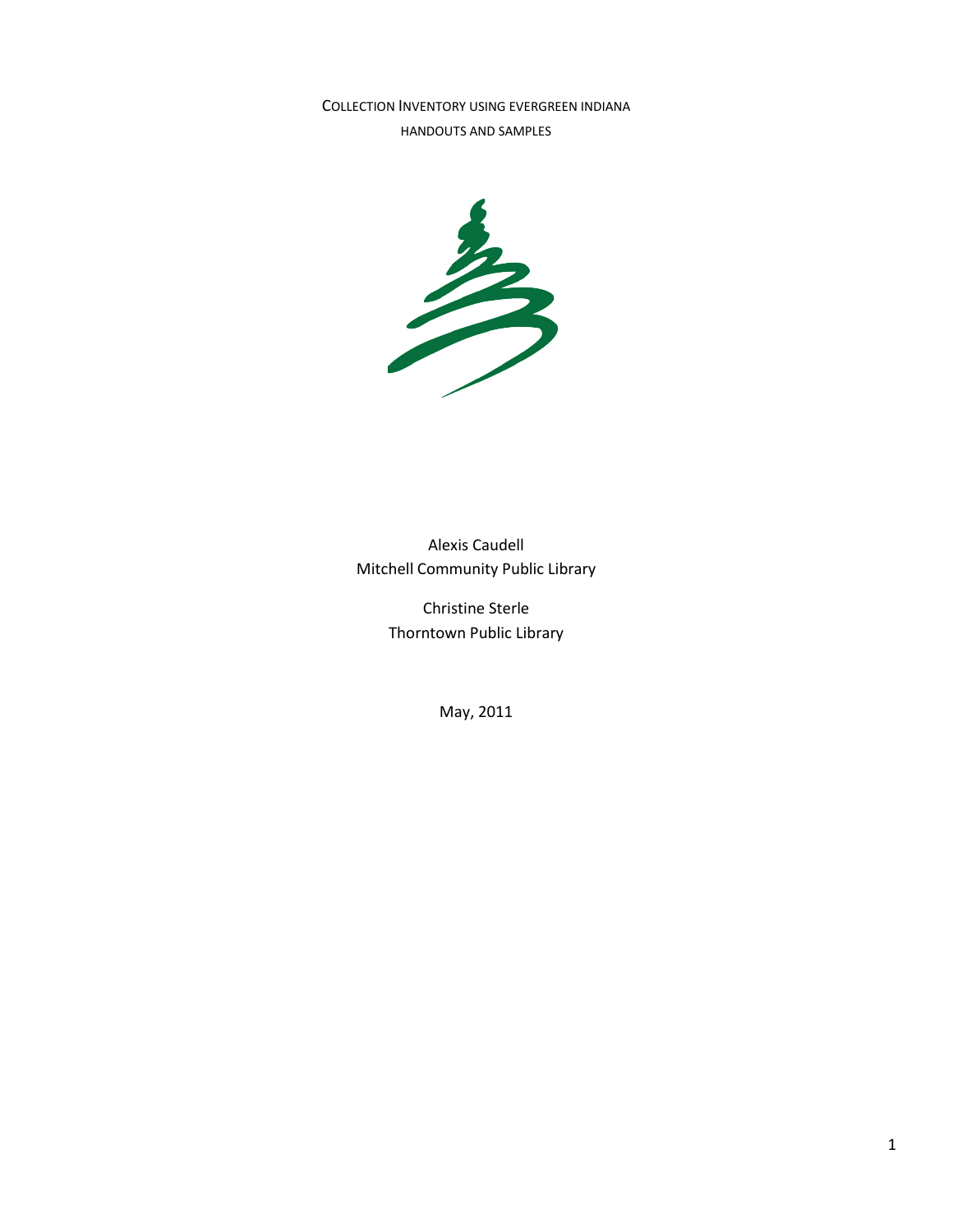# Collection Inventory using Evergreen Indiana

## Handouts and Samples

Alexis Caudell
Mitchell Community Public Library

Christine Sterle
Thorntown Public Library

May, 2011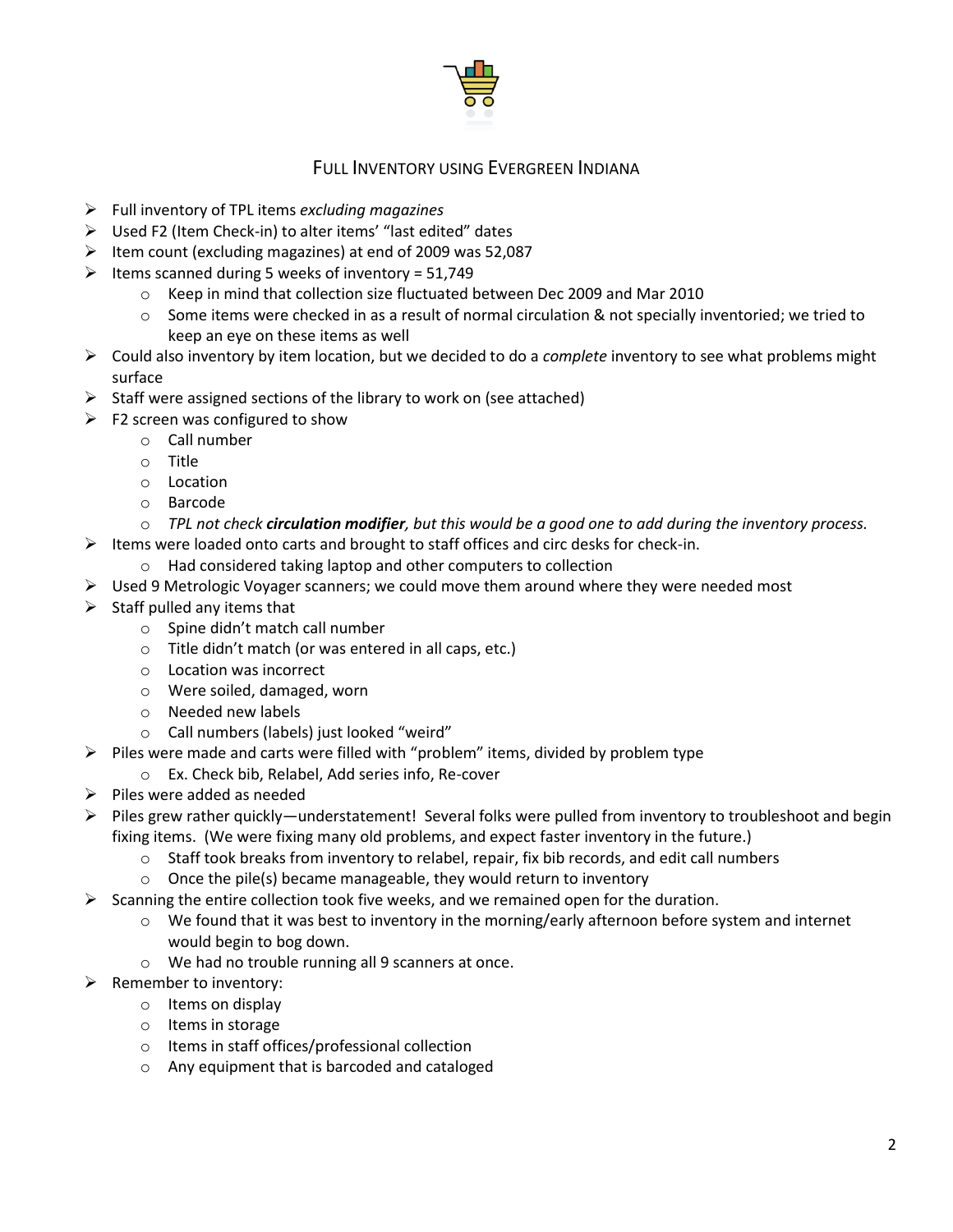## Full Inventory using Evergreen Indiana

- Full inventory of TPL items *excluding magazines*
- Used F2 (Item Check-in) to alter items' "last edited" dates
- Item count (excluding magazines) at end of 2009 was 52,087
- Items scanned during 5 weeks of inventory = 51,749
  - Keep in mind that collection size fluctuated between Dec 2009 and Mar 2010
  - Some items were checked in as a result of normal circulation & not specially inventoried; we tried to keep an eye on these items as well
- Could also inventory by item location, but we decided to do a *complete* inventory to see what problems might surface
- Staff were assigned sections of the library to work on (see attached)
- F2 screen was configured to show
  - Call number
  - Title
  - Location
  - Barcode
  - *TPL not check* ***circulation modifier****, but this would be a good one to add during the inventory process.*
- Items were loaded onto carts and brought to staff offices and circ desks for check-in.
  - Had considered taking laptop and other computers to collection
- Used 9 Metrologic Voyager scanners; we could move them around where they were needed most
- Staff pulled any items that
  - Spine didn't match call number
  - Title didn't match (or was entered in all caps, etc.)
  - Location was incorrect
  - Were soiled, damaged, worn
  - Needed new labels
  - Call numbers (labels) just looked "weird"
- Piles were made and carts were filled with "problem" items, divided by problem type
  - Ex. Check bib, Relabel, Add series info, Re-cover
- Piles were added as needed
- Piles grew rather quickly—understatement! Several folks were pulled from inventory to troubleshoot and begin fixing items. (We were fixing many old problems, and expect faster inventory in the future.)
  - Staff took breaks from inventory to relabel, repair, fix bib records, and edit call numbers
  - Once the pile(s) became manageable, they would return to inventory
- Scanning the entire collection took five weeks, and we remained open for the duration.
  - We found that it was best to inventory in the morning/early afternoon before system and internet would begin to bog down.
  - We had no trouble running all 9 scanners at once.
- Remember to inventory:
  - Items on display
  - Items in storage
  - Items in staff offices/professional collection
  - Any equipment that is barcoded and cataloged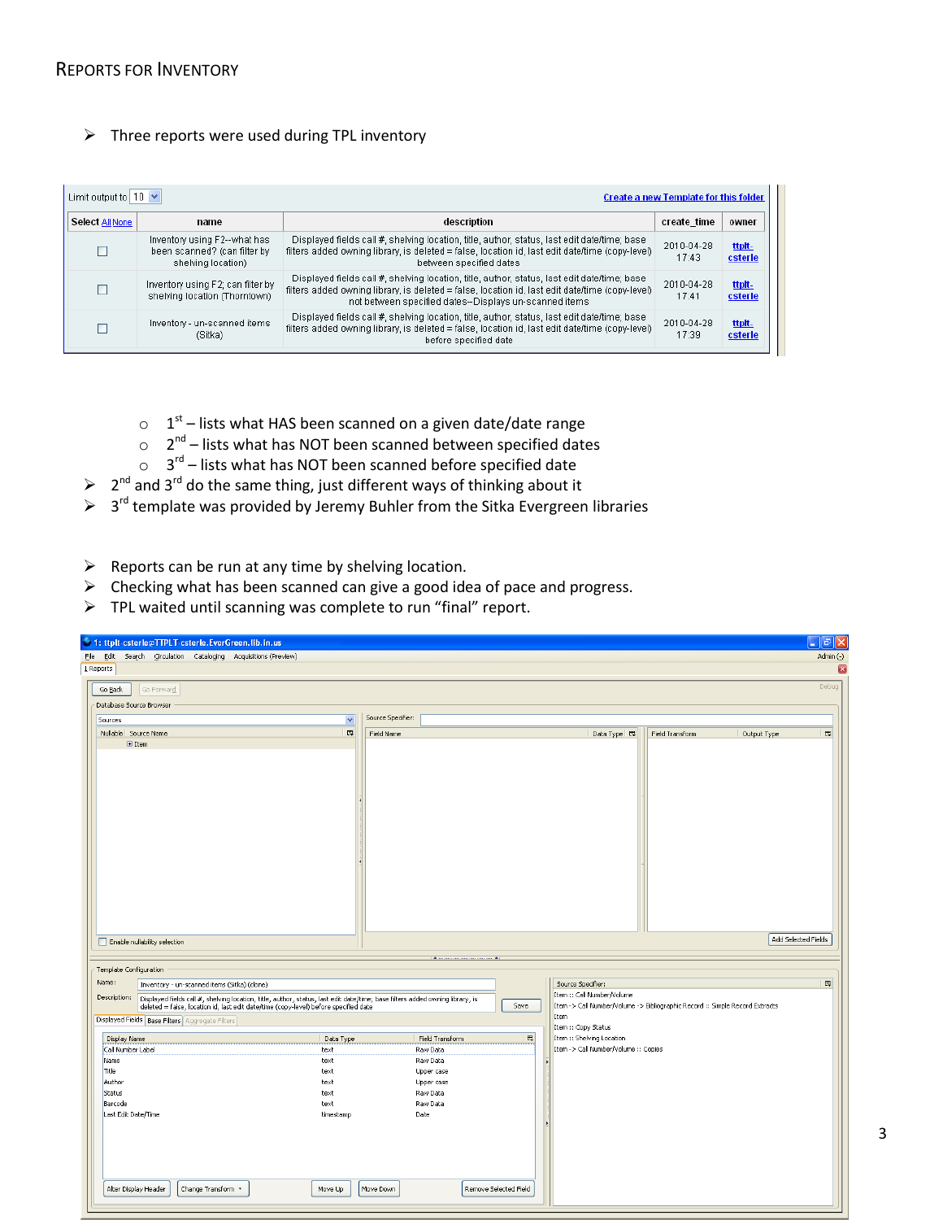# Reports for Inventory

- Three reports were used during TPL inventory

Limit output to 10 — Create a new Template for this folder

| Select All None | name | description | create_time | owner |
|---|---|---|---|---|
| ☐ | Inventory using F2--what has been scanned? (can filter by shelving location) | Displayed fields call #, shelving location, title, author, status, last edit date/time; base filters added owning library, is deleted = false, location id, last edit date/time (copy-level) between specified dates | 2010-04-28 17:43 | ttplt-csterle |
| ☐ | Inventory using F2; can filter by shelving location (Thorntown) | Displayed fields call #, shelving location, title, author, status, last edit date/time; base filters added owning library, is deleted = false, location id, last edit date/time (copy-level) not between specified dates--Displays un-scanned items | 2010-04-28 17:41 | ttplt-csterle |
| ☐ | Inventory - un-scanned items (Sitka) | Displayed fields call #, shelving location, title, author, status, last edit date/time; base filters added owning library, is deleted = false, location id, last edit date/time (copy-level) before specified date | 2010-04-28 17:39 | ttplt-csterle |

  - 1st – lists what HAS been scanned on a given date/date range
  - 2nd – lists what has NOT been scanned between specified dates
  - 3rd – lists what has NOT been scanned before specified date
- 2nd and 3rd do the same thing, just different ways of thinking about it
- 3rd template was provided by Jeremy Buhler from the Sitka Evergreen libraries

- Reports can be run at any time by shelving location.
- Checking what has been scanned can give a good idea of pace and progress.
- TPL waited until scanning was complete to run "final" report.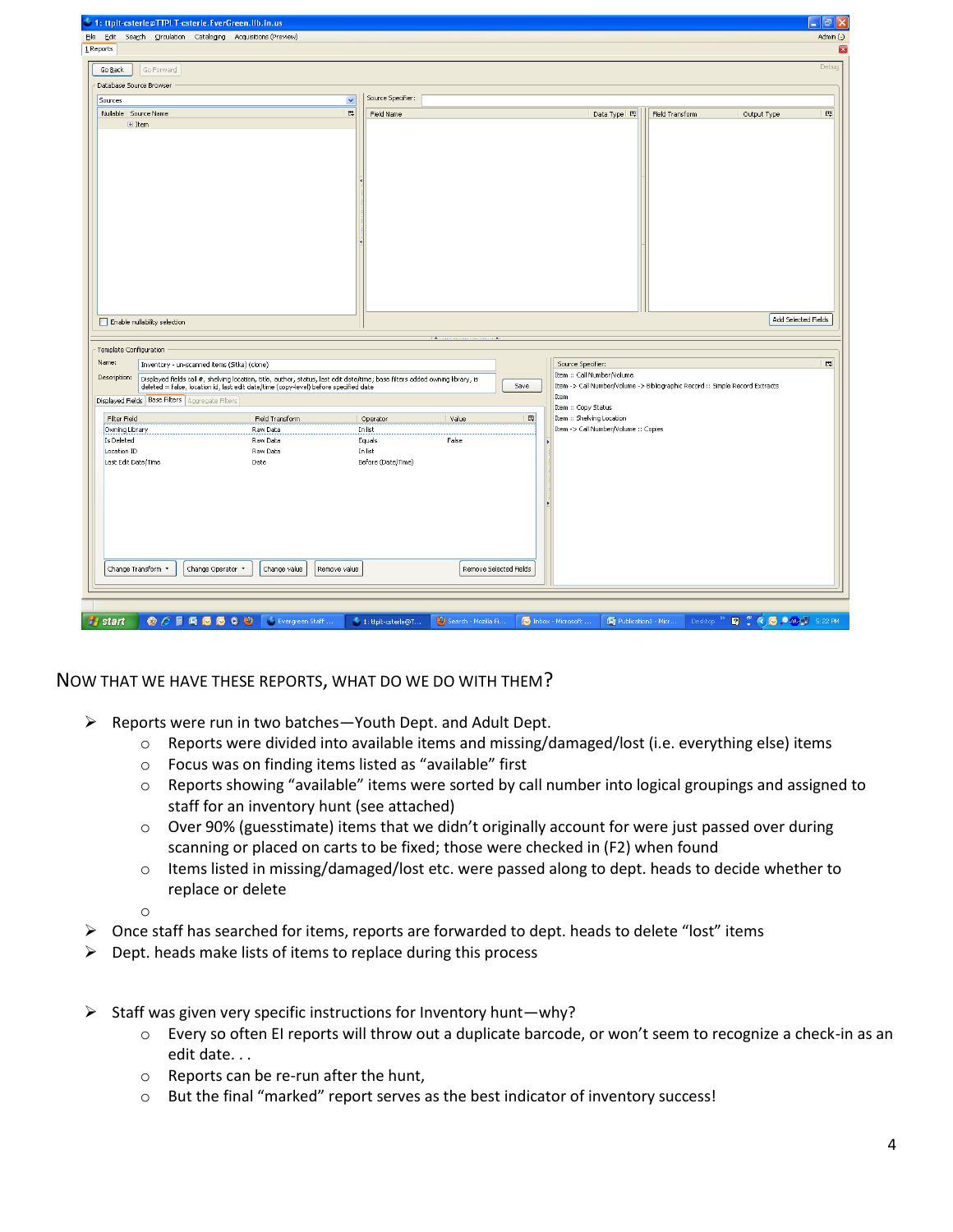## Now that we have these reports, what do we do with them?

- Reports were run in two batches—Youth Dept. and Adult Dept.
    - Reports were divided into available items and missing/damaged/lost (i.e. everything else) items
    - Focus was on finding items listed as "available" first
    - Reports showing "available" items were sorted by call number into logical groupings and assigned to staff for an inventory hunt (see attached)
    - Over 90% (guesstimate) items that we didn't originally account for were just passed over during scanning or placed on carts to be fixed; those were checked in (F2) when found
    - Items listed in missing/damaged/lost etc. were passed along to dept. heads to decide whether to replace or delete
- Once staff has searched for items, reports are forwarded to dept. heads to delete "lost" items
- Dept. heads make lists of items to replace during this process

- Staff was given very specific instructions for Inventory hunt—why?
    - Every so often EI reports will throw out a duplicate barcode, or won't seem to recognize a check-in as an edit date. . .
    - Reports can be re-run after the hunt,
    - But the final "marked" report serves as the best indicator of inventory success!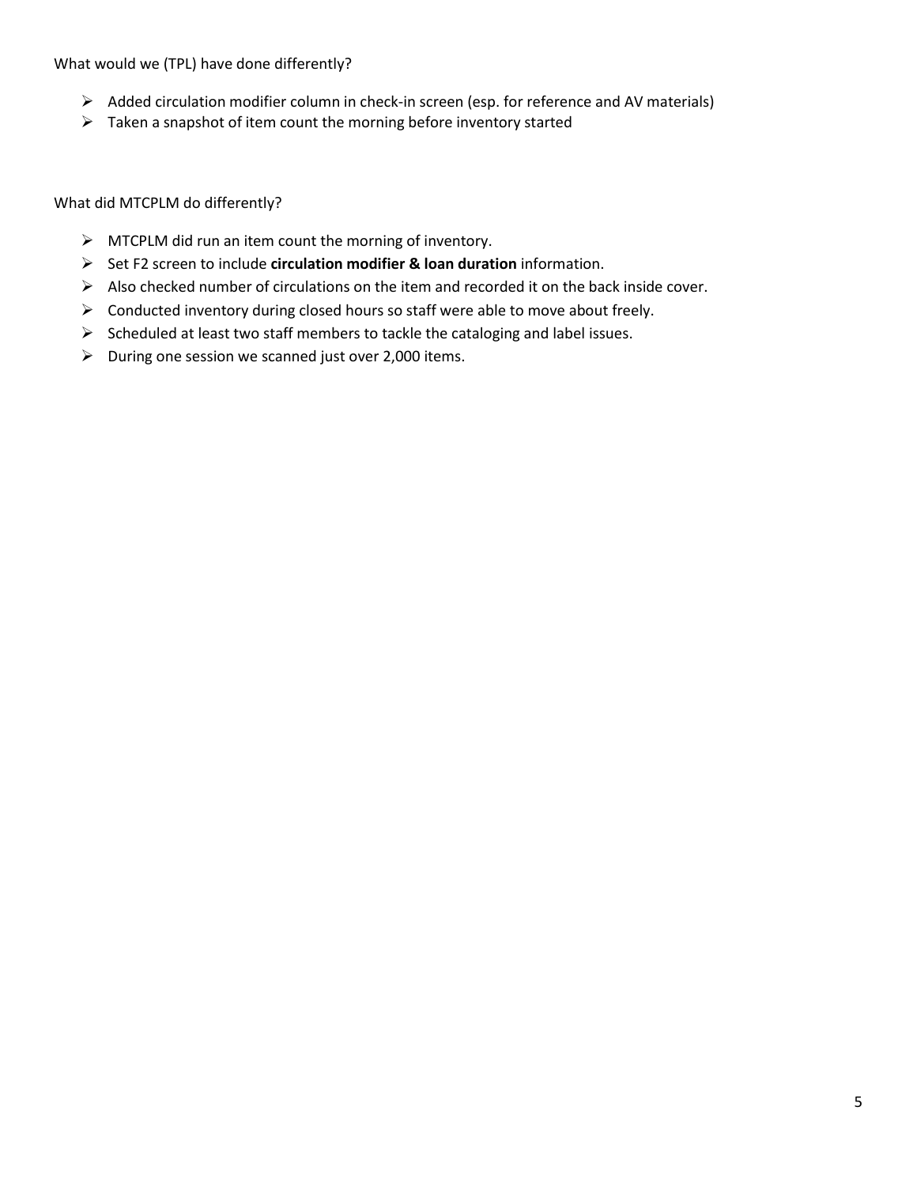What would we (TPL) have done differently?

- Added circulation modifier column in check-in screen (esp. for reference and AV materials)
- Taken a snapshot of item count the morning before inventory started

What did MTCPLM do differently?

- MTCPLM did run an item count the morning of inventory.
- Set F2 screen to include **circulation modifier & loan duration** information.
- Also checked number of circulations on the item and recorded it on the back inside cover.
- Conducted inventory during closed hours so staff were able to move about freely.
- Scheduled at least two staff members to tackle the cataloging and label issues.
- During one session we scanned just over 2,000 items.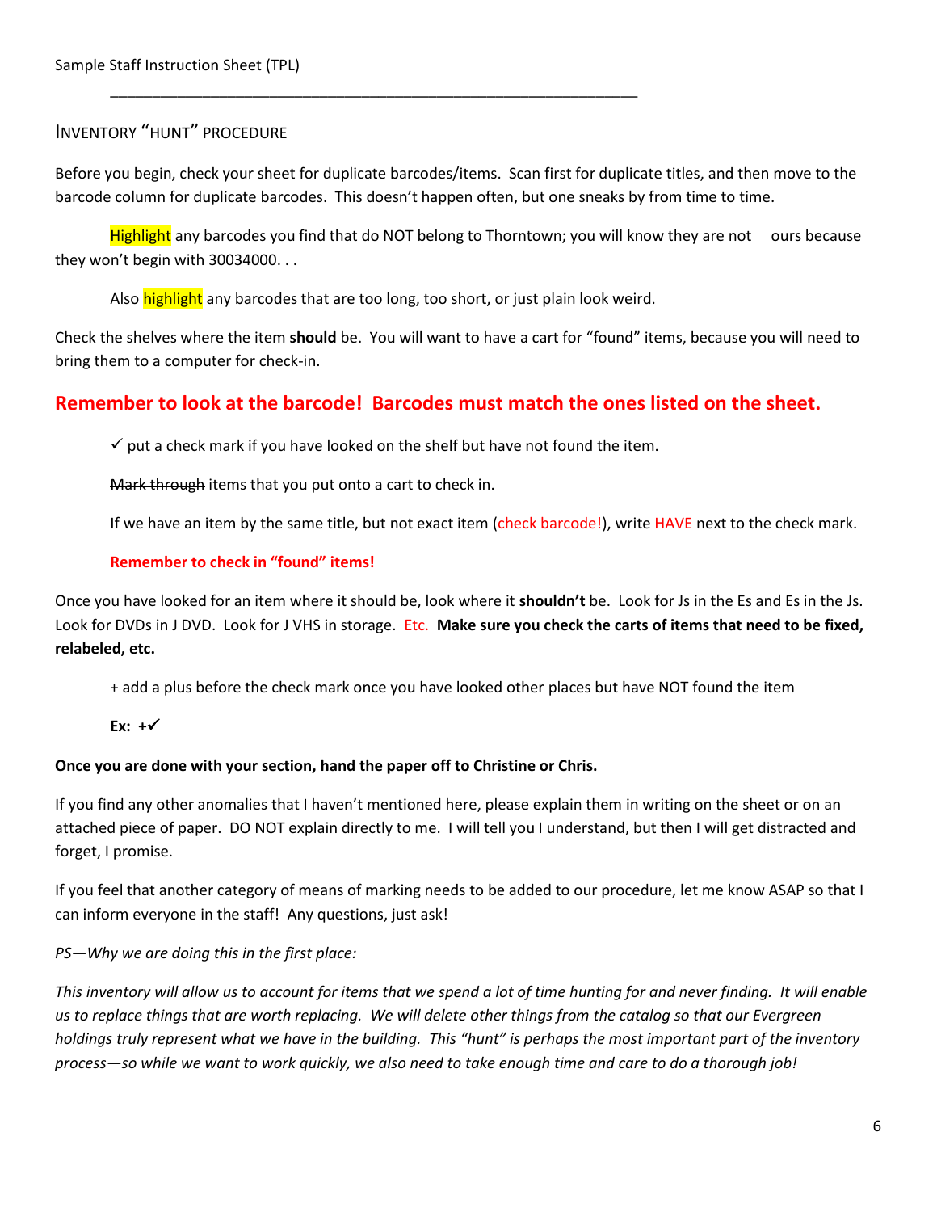Sample Staff Instruction Sheet (TPL)

---

## INVENTORY "HUNT" PROCEDURE

Before you begin, check your sheet for duplicate barcodes/items. Scan first for duplicate titles, and then move to the barcode column for duplicate barcodes. This doesn't happen often, but one sneaks by from time to time.

Highlight any barcodes you find that do NOT belong to Thorntown; you will know they are not ours because they won't begin with 30034000. . .

Also highlight any barcodes that are too long, too short, or just plain look weird.

Check the shelves where the item **should** be. You will want to have a cart for "found" items, because you will need to bring them to a computer for check-in.

**Remember to look at the barcode! Barcodes must match the ones listed on the sheet.**

✓ put a check mark if you have looked on the shelf but have not found the item.

~~Mark through~~ items that you put onto a cart to check in.

If we have an item by the same title, but not exact item (check barcode!), write HAVE next to the check mark.

**Remember to check in "found" items!**

Once you have looked for an item where it should be, look where it **shouldn't** be. Look for Js in the Es and Es in the Js. Look for DVDs in J DVD. Look for J VHS in storage. Etc. **Make sure you check the carts of items that need to be fixed, relabeled, etc.**

+ add a plus before the check mark once you have looked other places but have NOT found the item

**Ex: +✓**

**Once you are done with your section, hand the paper off to Christine or Chris.**

If you find any other anomalies that I haven't mentioned here, please explain them in writing on the sheet or on an attached piece of paper. DO NOT explain directly to me. I will tell you I understand, but then I will get distracted and forget, I promise.

If you feel that another category of means of marking needs to be added to our procedure, let me know ASAP so that I can inform everyone in the staff! Any questions, just ask!

*PS—Why we are doing this in the first place:*

*This inventory will allow us to account for items that we spend a lot of time hunting for and never finding. It will enable us to replace things that are worth replacing. We will delete other things from the catalog so that our Evergreen holdings truly represent what we have in the building. This "hunt" is perhaps the most important part of the inventory process—so while we want to work quickly, we also need to take enough time and care to do a thorough job!*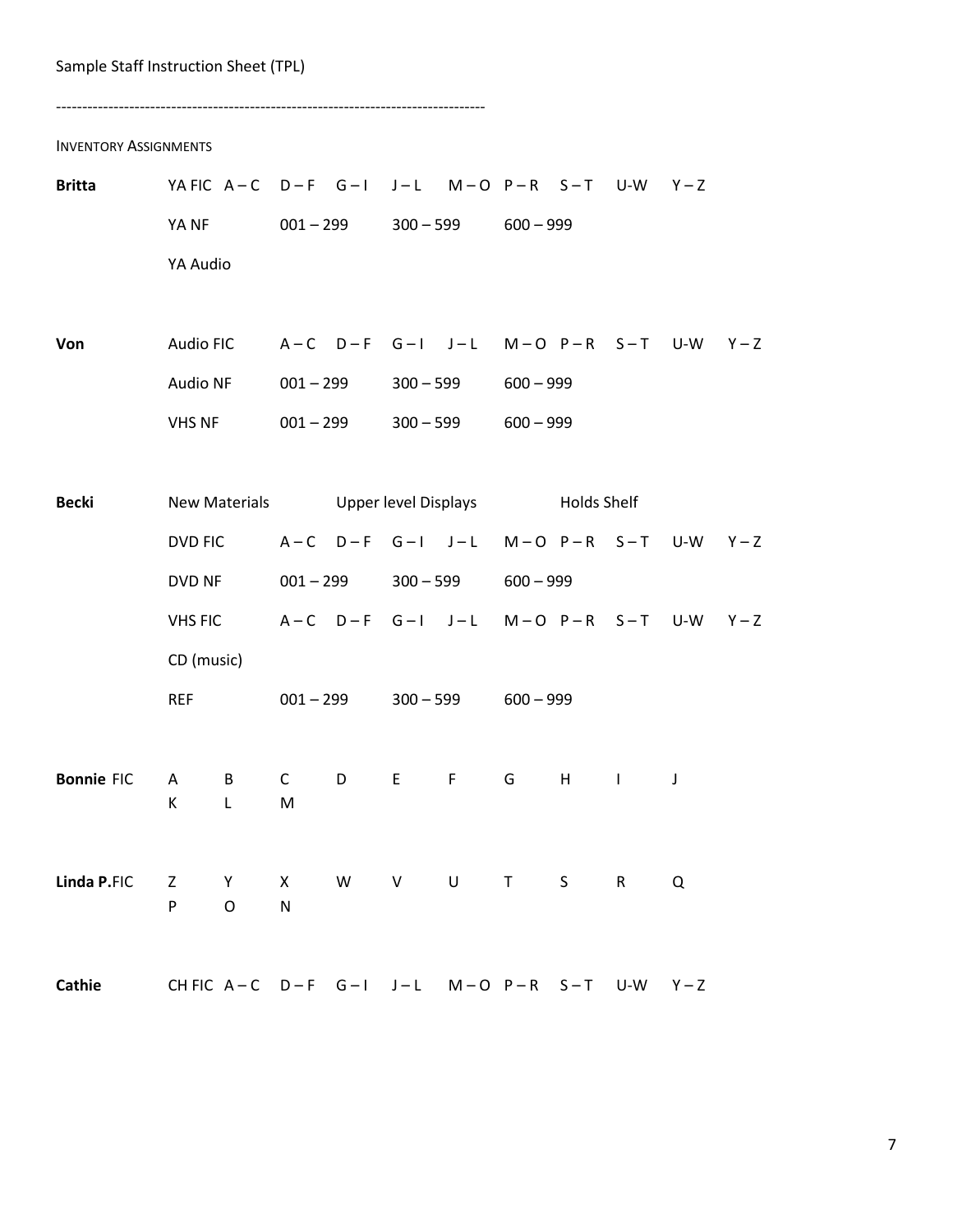Sample Staff Instruction Sheet (TPL)

---

INVENTORY ASSIGNMENTS

| | | | | | | | | | | | |
|---|---|---|---|---|---|---|---|---|---|---|---|
| **Britta** | YA FIC | A – C | D – F | G – I | J – L | M – O | P – R | S – T | U-W | Y – Z | |
| | YA NF | 001 – 299 | | 300 – 599 | | 600 – 999 | | | | | |
| | YA Audio | | | | | | | | | | |
| **Von** | Audio FIC | A – C | D – F | G – I | J – L | M – O | P – R | S – T | U-W | Y – Z | |
| | Audio NF | 001 – 299 | | 300 – 599 | | 600 – 999 | | | | | |
| | VHS NF | 001 – 299 | | 300 – 599 | | 600 – 999 | | | | | |
| **Becki** | New Materials | | Upper level Displays | | | | Holds Shelf | | | | |
| | DVD FIC | A – C | D – F | G – I | J – L | M – O | P – R | S – T | U-W | Y – Z | |
| | DVD NF | 001 – 299 | | 300 – 599 | | 600 – 999 | | | | | |
| | VHS FIC | A – C | D – F | G – I | J – L | M – O | P – R | S – T | U-W | Y – Z | |
| | CD (music) | | | | | | | | | | |
| | REF | 001 – 299 | | 300 – 599 | | 600 – 999 | | | | | |
| **Bonnie** FIC | A | B | C | D | E | F | G | H | I | J | |
| | K | L | M | | | | | | | | |
| **Linda P.**FIC | Z | Y | X | W | V | U | T | S | R | Q | |
| | P | O | N | | | | | | | | |
| **Cathie** | CH FIC | A – C | D – F | G – I | J – L | M – O | P – R | S – T | U-W | Y – Z | |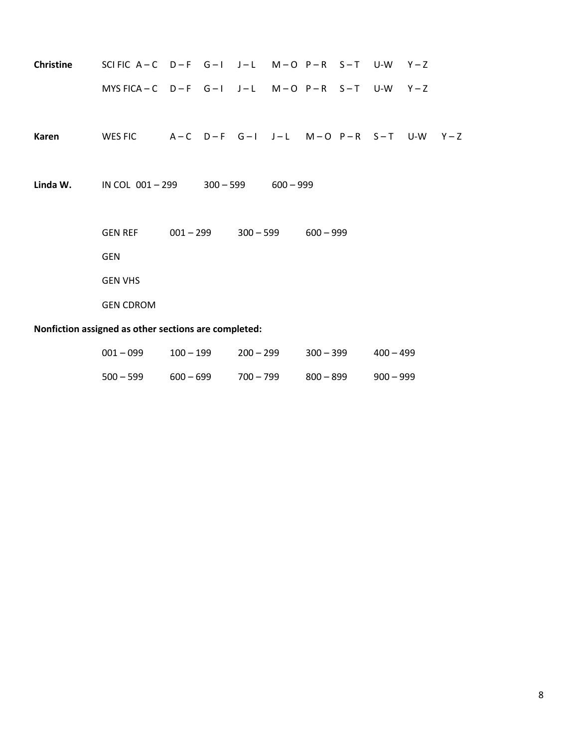**Christine** SCI FIC A – C D – F G – I J – L M – O P – R S – T U-W Y – Z

MYS FICA – C D – F G – I J – L M – O P – R S – T U-W Y – Z

**Karen** WES FIC A – C D – F G – I J – L M – O P – R S – T U-W Y – Z

**Linda W.** IN COL 001 – 299 300 – 599 600 – 999

GEN REF 001 – 299 300 – 599 600 – 999

GEN

GEN VHS

GEN CDROM

**Nonfiction assigned as other sections are completed:**

001 – 099 100 – 199 200 – 299 300 – 399 400 – 499

500 – 599 600 – 699 700 – 799 800 – 899 900 – 999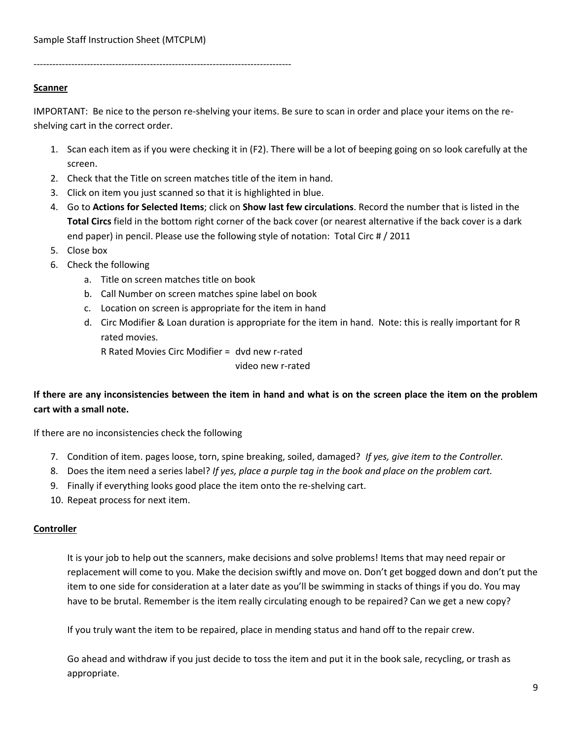Sample Staff Instruction Sheet (MTCPLM)

---------------------------------------------------------------------------------

**Scanner**

IMPORTANT: Be nice to the person re-shelving your items. Be sure to scan in order and place your items on the re-shelving cart in the correct order.

1. Scan each item as if you were checking it in (F2). There will be a lot of beeping going on so look carefully at the screen.
2. Check that the Title on screen matches title of the item in hand.
3. Click on item you just scanned so that it is highlighted in blue.
4. Go to **Actions for Selected Items**; click on **Show last few circulations**. Record the number that is listed in the **Total Circs** field in the bottom right corner of the back cover (or nearest alternative if the back cover is a dark end paper) in pencil. Please use the following style of notation: Total Circ # / 2011
5. Close box
6. Check the following
   a. Title on screen matches title on book
   b. Call Number on screen matches spine label on book
   c. Location on screen is appropriate for the item in hand
   d. Circ Modifier & Loan duration is appropriate for the item in hand. Note: this is really important for R rated movies.
      R Rated Movies Circ Modifier = dvd new r-rated
      video new r-rated

**If there are any inconsistencies between the item in hand and what is on the screen place the item on the problem cart with a small note.**

If there are no inconsistencies check the following

7. Condition of item. pages loose, torn, spine breaking, soiled, damaged? *If yes, give item to the Controller.*
8. Does the item need a series label? *If yes, place a purple tag in the book and place on the problem cart.*
9. Finally if everything looks good place the item onto the re-shelving cart.
10. Repeat process for next item.

**Controller**

It is your job to help out the scanners, make decisions and solve problems! Items that may need repair or replacement will come to you. Make the decision swiftly and move on. Don't get bogged down and don't put the item to one side for consideration at a later date as you'll be swimming in stacks of things if you do. You may have to be brutal. Remember is the item really circulating enough to be repaired? Can we get a new copy?

If you truly want the item to be repaired, place in mending status and hand off to the repair crew.

Go ahead and withdraw if you just decide to toss the item and put it in the book sale, recycling, or trash as appropriate.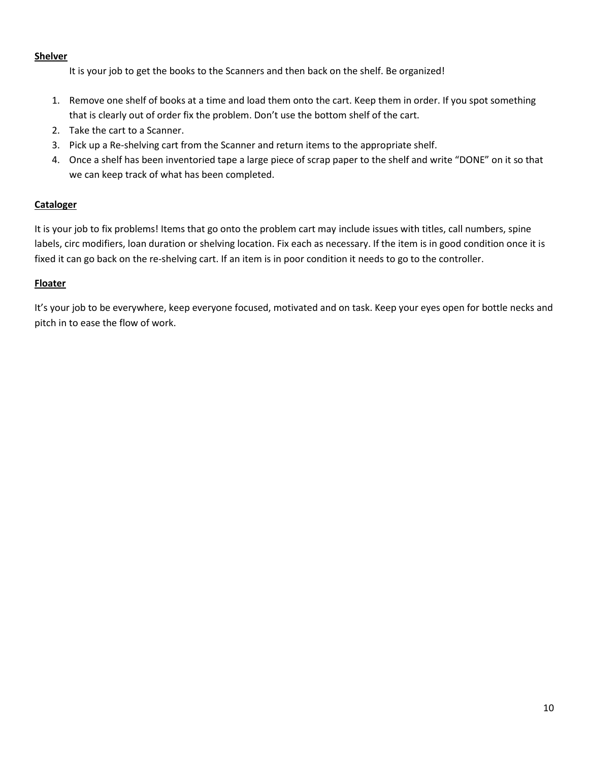**Shelver**

It is your job to get the books to the Scanners and then back on the shelf. Be organized!

1. Remove one shelf of books at a time and load them onto the cart. Keep them in order. If you spot something that is clearly out of order fix the problem. Don't use the bottom shelf of the cart.
2. Take the cart to a Scanner.
3. Pick up a Re-shelving cart from the Scanner and return items to the appropriate shelf.
4. Once a shelf has been inventoried tape a large piece of scrap paper to the shelf and write "DONE" on it so that we can keep track of what has been completed.

**Cataloger**

It is your job to fix problems! Items that go onto the problem cart may include issues with titles, call numbers, spine labels, circ modifiers, loan duration or shelving location. Fix each as necessary. If the item is in good condition once it is fixed it can go back on the re-shelving cart. If an item is in poor condition it needs to go to the controller.

**Floater**

It's your job to be everywhere, keep everyone focused, motivated and on task. Keep your eyes open for bottle necks and pitch in to ease the flow of work.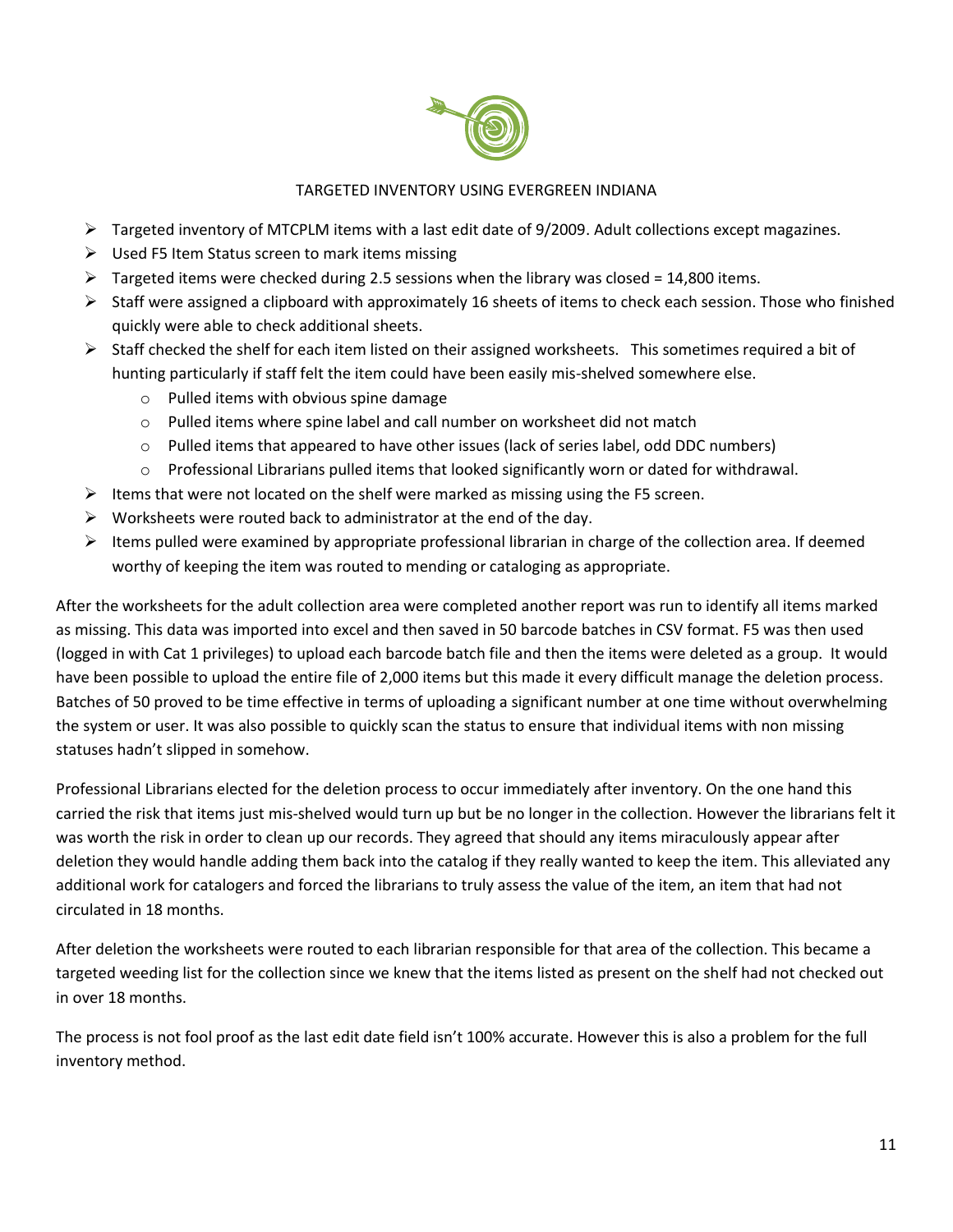## TARGETED INVENTORY USING EVERGREEN INDIANA

- Targeted inventory of MTCPLM items with a last edit date of 9/2009. Adult collections except magazines.
- Used F5 Item Status screen to mark items missing
- Targeted items were checked during 2.5 sessions when the library was closed = 14,800 items.
- Staff were assigned a clipboard with approximately 16 sheets of items to check each session. Those who finished quickly were able to check additional sheets.
- Staff checked the shelf for each item listed on their assigned worksheets. This sometimes required a bit of hunting particularly if staff felt the item could have been easily mis-shelved somewhere else.
    - Pulled items with obvious spine damage
    - Pulled items where spine label and call number on worksheet did not match
    - Pulled items that appeared to have other issues (lack of series label, odd DDC numbers)
    - Professional Librarians pulled items that looked significantly worn or dated for withdrawal.
- Items that were not located on the shelf were marked as missing using the F5 screen.
- Worksheets were routed back to administrator at the end of the day.
- Items pulled were examined by appropriate professional librarian in charge of the collection area. If deemed worthy of keeping the item was routed to mending or cataloging as appropriate.

After the worksheets for the adult collection area were completed another report was run to identify all items marked as missing. This data was imported into excel and then saved in 50 barcode batches in CSV format. F5 was then used (logged in with Cat 1 privileges) to upload each barcode batch file and then the items were deleted as a group. It would have been possible to upload the entire file of 2,000 items but this made it every difficult manage the deletion process. Batches of 50 proved to be time effective in terms of uploading a significant number at one time without overwhelming the system or user. It was also possible to quickly scan the status to ensure that individual items with non missing statuses hadn't slipped in somehow.

Professional Librarians elected for the deletion process to occur immediately after inventory. On the one hand this carried the risk that items just mis-shelved would turn up but be no longer in the collection. However the librarians felt it was worth the risk in order to clean up our records. They agreed that should any items miraculously appear after deletion they would handle adding them back into the catalog if they really wanted to keep the item. This alleviated any additional work for catalogers and forced the librarians to truly assess the value of the item, an item that had not circulated in 18 months.

After deletion the worksheets were routed to each librarian responsible for that area of the collection. This became a targeted weeding list for the collection since we knew that the items listed as present on the shelf had not checked out in over 18 months.

The process is not fool proof as the last edit date field isn't 100% accurate. However this is also a problem for the full inventory method.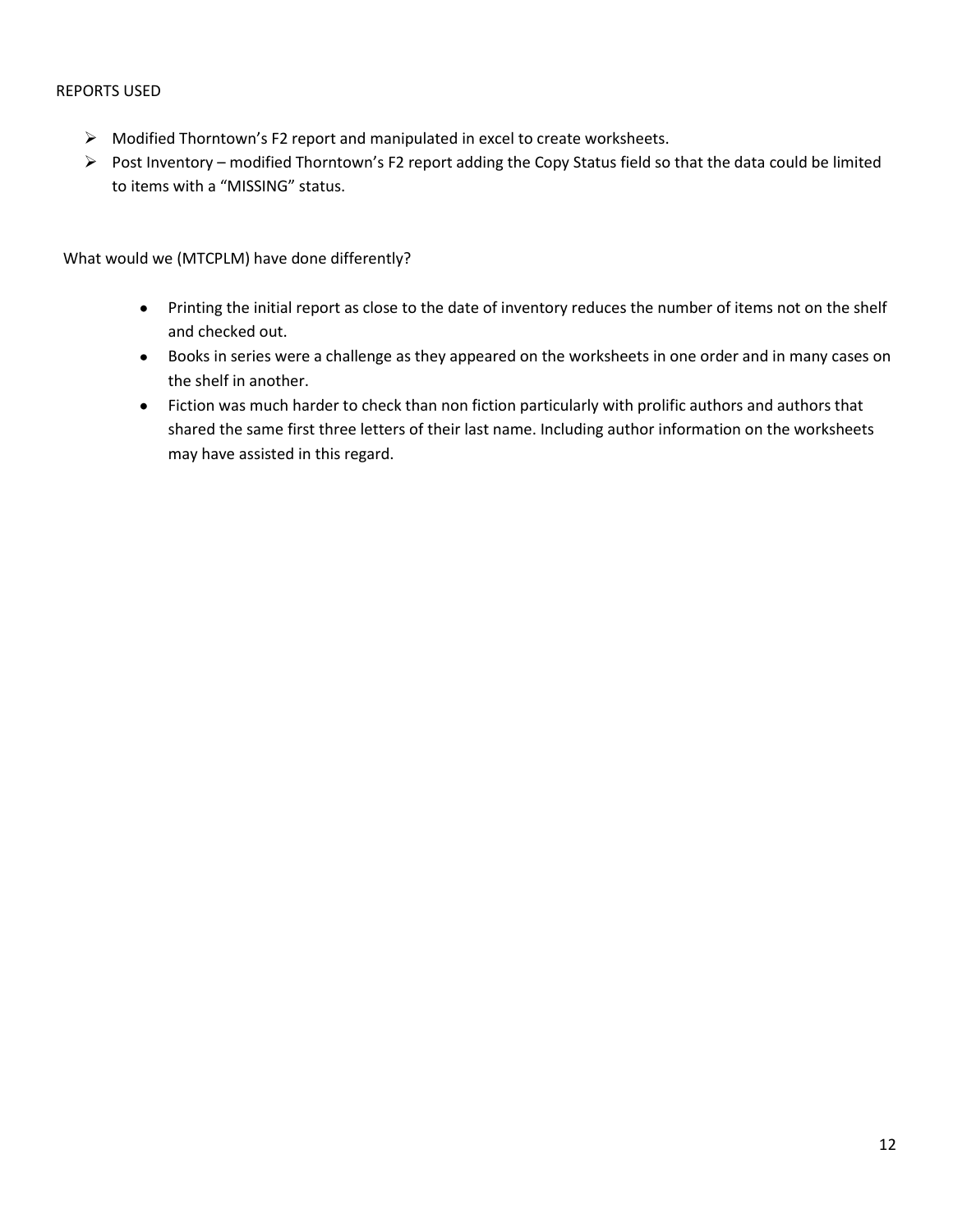REPORTS USED

- Modified Thorntown's F2 report and manipulated in excel to create worksheets.
- Post Inventory – modified Thorntown's F2 report adding the Copy Status field so that the data could be limited to items with a "MISSING" status.

What would we (MTCPLM) have done differently?

- Printing the initial report as close to the date of inventory reduces the number of items not on the shelf and checked out.
- Books in series were a challenge as they appeared on the worksheets in one order and in many cases on the shelf in another.
- Fiction was much harder to check than non fiction particularly with prolific authors and authors that shared the same first three letters of their last name. Including author information on the worksheets may have assisted in this regard.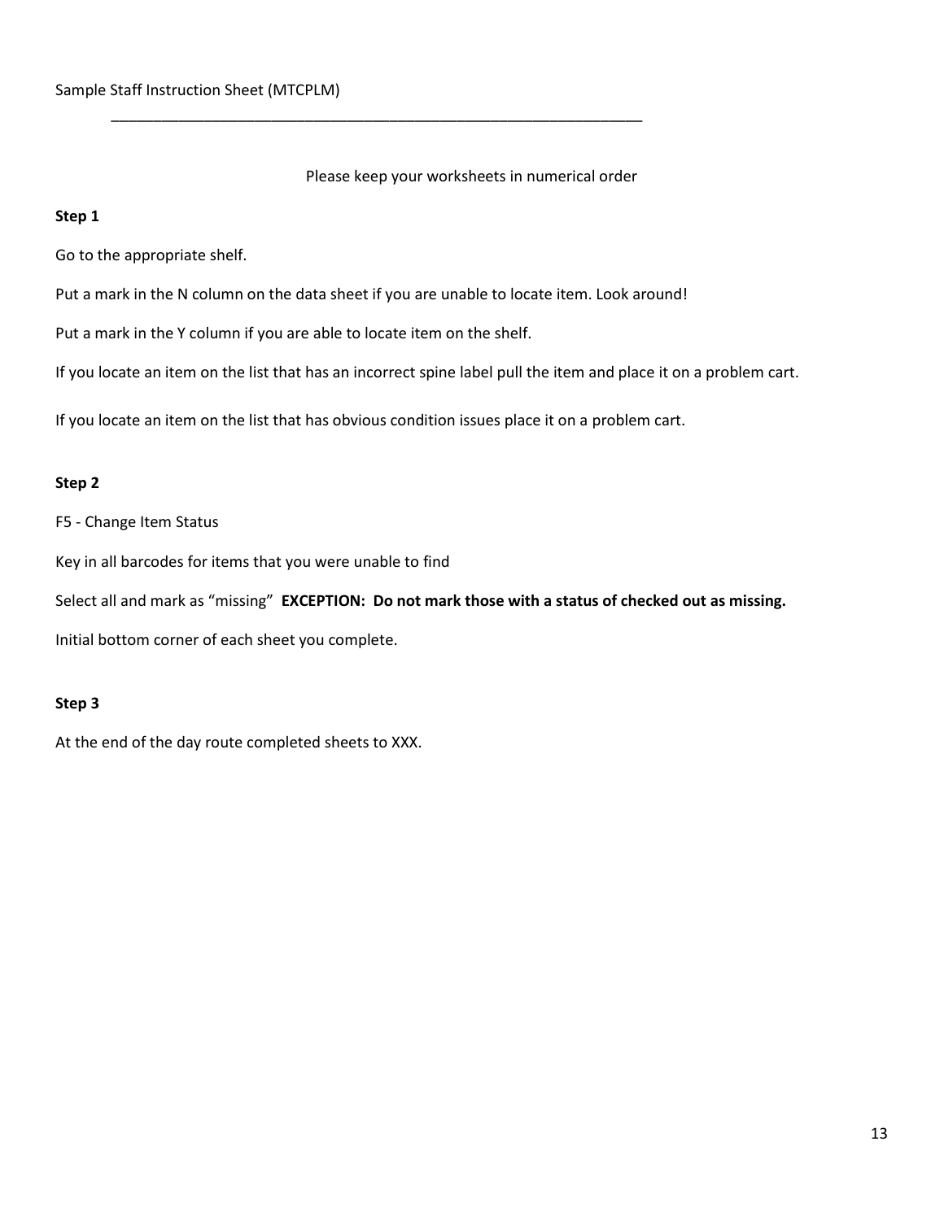Sample Staff Instruction Sheet (MTCPLM)

---

Please keep your worksheets in numerical order

**Step 1**

Go to the appropriate shelf.

Put a mark in the N column on the data sheet if you are unable to locate item. Look around!

Put a mark in the Y column if you are able to locate item on the shelf.

If you locate an item on the list that has an incorrect spine label pull the item and place it on a problem cart.

If you locate an item on the list that has obvious condition issues place it on a problem cart.

**Step 2**

F5 - Change Item Status

Key in all barcodes for items that you were unable to find

Select all and mark as "missing" **EXCEPTION: Do not mark those with a status of checked out as missing.**

Initial bottom corner of each sheet you complete.

**Step 3**

At the end of the day route completed sheets to XXX.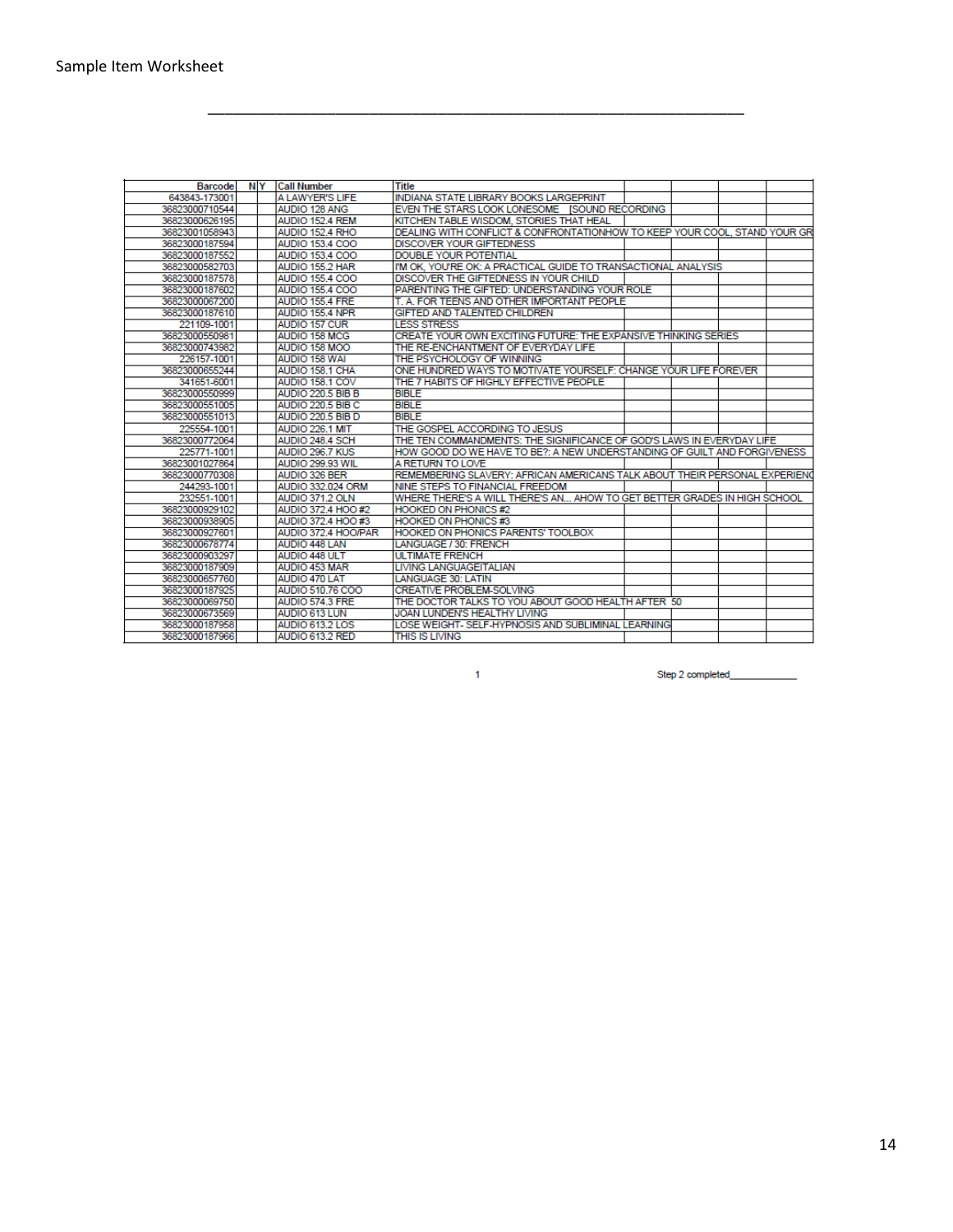Sample Item Worksheet

______________________________________________________________

| Barcode | N | Y | Call Number | Title | | | | |
|---|---|---|---|---|---|---|---|---|
| 643843-173001 | | | A LAWYER'S LIFE | INDIANA STATE LIBRARY BOOKS LARGEPRINT | | | | |
| 36823000710544 | | | AUDIO 128 ANG | EVEN THE STARS LOOK LONESOME [SOUND RECORDING | | | | |
| 36823000626195 | | | AUDIO 152.4 REM | KITCHEN TABLE WISDOM, STORIES THAT HEAL | | | | |
| 36823001058943 | | | AUDIO 152.4 RHO | DEALING WITH CONFLICT & CONFRONTATIONHOW TO KEEP YOUR COOL, STAND YOUR GR | | | | |
| 36823000187594 | | | AUDIO 153.4 COO | DISCOVER YOUR GIFTEDNESS | | | | |
| 36823000187552 | | | AUDIO 153.4 COO | DOUBLE YOUR POTENTIAL | | | | |
| 36823000582703 | | | AUDIO 155.2 HAR | I'M OK, YOU'RE OK: A PRACTICAL GUIDE TO TRANSACTIONAL ANALYSIS | | | | |
| 36823000187578 | | | AUDIO 155.4 COO | DISCOVER THE GIFTEDNESS IN YOUR CHILD | | | | |
| 36823000187602 | | | AUDIO 155.4 COO | PARENTING THE GIFTED: UNDERSTANDING YOUR ROLE | | | | |
| 36823000067200 | | | AUDIO 155.4 FRE | T. A. FOR TEENS AND OTHER IMPORTANT PEOPLE | | | | |
| 36823000187610 | | | AUDIO 155.4 NPR | GIFTED AND TALENTED CHILDREN | | | | |
| 221109-1001 | | | AUDIO 157 CUR | LESS STRESS | | | | |
| 36823000550961 | | | AUDIO 158 MCG | CREATE YOUR OWN EXCITING FUTURE: THE EXPANSIVE THINKING SERIES | | | | |
| 36823000743982 | | | AUDIO 158 MOO | THE RE-ENCHANTMENT OF EVERYDAY LIFE | | | | |
| 226157-1001 | | | AUDIO 158 WAI | THE PSYCHOLOGY OF WINNING | | | | |
| 36823000655244 | | | AUDIO 158.1 CHA | ONE HUNDRED WAYS TO MOTIVATE YOURSELF: CHANGE YOUR LIFE FOREVER | | | | |
| 341651-6001 | | | AUDIO 158.1 COV | THE 7 HABITS OF HIGHLY EFFECTIVE PEOPLE | | | | |
| 36823000550999 | | | AUDIO 220.5 BIB B | BIBLE | | | | |
| 36823000551005 | | | AUDIO 220.5 BIB C | BIBLE | | | | |
| 36823000551013 | | | AUDIO 220.5 BIB D | BIBLE | | | | |
| 225554-1001 | | | AUDIO 226.1 MIT | THE GOSPEL ACCORDING TO JESUS | | | | |
| 36823000772064 | | | AUDIO 248.4 SCH | THE TEN COMMANDMENTS: THE SIGNIFICANCE OF GOD'S LAWS IN EVERYDAY LIFE | | | | |
| 225771-1001 | | | AUDIO 296.7 KUS | HOW GOOD DO WE HAVE TO BE?: A NEW UNDERSTANDING OF GUILT AND FORGIVENESS | | | | |
| 36823001027864 | | | AUDIO 299.93 WIL | A RETURN TO LOVE | | | | |
| 36823000770308 | | | AUDIO 326 BER | REMEMBERING SLAVERY: AFRICAN AMERICANS TALK ABOUT THEIR PERSONAL EXPERIENC | | | | |
| 244293-1001 | | | AUDIO 332.024 ORM | NINE STEPS TO FINANCIAL FREEDOM | | | | |
| 232551-1001 | | | AUDIO 371.2 OLN | WHERE THERE'S A WILL THERE'S AN... AHOW TO GET BETTER GRADES IN HIGH SCHOOL | | | | |
| 36823000929102 | | | AUDIO 372.4 HOO #2 | HOOKED ON PHONICS #2 | | | | |
| 36823000938905 | | | AUDIO 372.4 HOO #3 | HOOKED ON PHONICS #3 | | | | |
| 36823000927601 | | | AUDIO 372.4 HOO/PAR | HOOKED ON PHONICS PARENTS' TOOLBOX | | | | |
| 36823000678774 | | | AUDIO 448 LAN | LANGUAGE / 30: FRENCH | | | | |
| 36823000903297 | | | AUDIO 448 ULT | ULTIMATE FRENCH | | | | |
| 36823000187909 | | | AUDIO 453 MAR | LIVING LANGUAGEITALIAN | | | | |
| 36823000657760 | | | AUDIO 470 LAT | LANGUAGE 30: LATIN | | | | |
| 36823000187925 | | | AUDIO 510.76 COO | CREATIVE PROBLEM-SOLVING | | | | |
| 36823000069750 | | | AUDIO 574.3 FRE | THE DOCTOR TALKS TO YOU ABOUT GOOD HEALTH AFTER 50 | | | | |
| 36823000673569 | | | AUDIO 613 LUN | JOAN LUNDEN'S HEALTHY LIVING | | | | |
| 36823000187958 | | | AUDIO 613.2 LOS | LOSE WEIGHT- SELF-HYPNOSIS AND SUBLIMINAL LEARNING | | | | |
| 36823000187966 | | | AUDIO 613.2 RED | THIS IS LIVING | | | | |

Step 2 completed____________